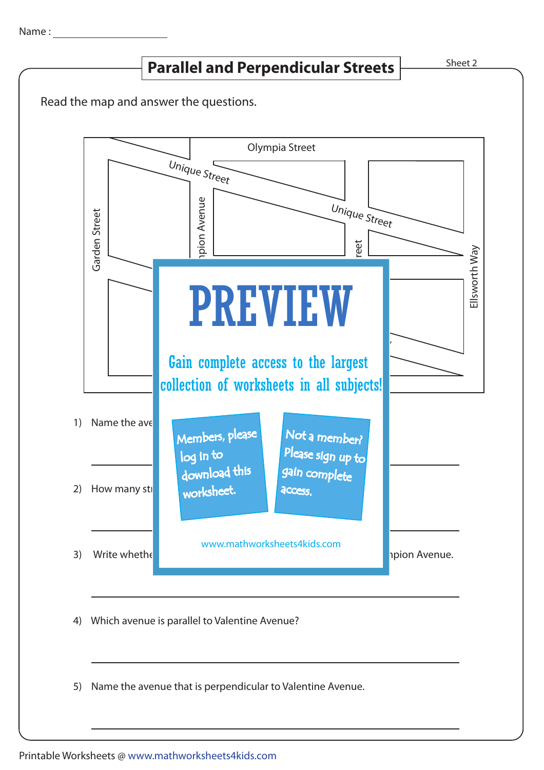Name : ____________________

# Parallel and Perpendicular Streets

Sheet 2

Read the map and answer the questions.

Olympia Street

Unique Street

Unique Street

Garden Street

mpion Avenue

reet

Ellsworth Way

PREVIEW

Gain complete access to the largest collection of worksheets in all subjects!

Members, please log in to download this worksheet.

Not a member? Please sign up to gain complete access.

www.mathworksheets4kids.com

1) Name the ave

______________________________________________

2) How many st

______________________________________________

3) Write whethe ... mpion Avenue.

______________________________________________

4) Which avenue is parallel to Valentine Avenue?

______________________________________________

5) Name the avenue that is perpendicular to Valentine Avenue.

______________________________________________

Printable Worksheets @ www.mathworksheets4kids.com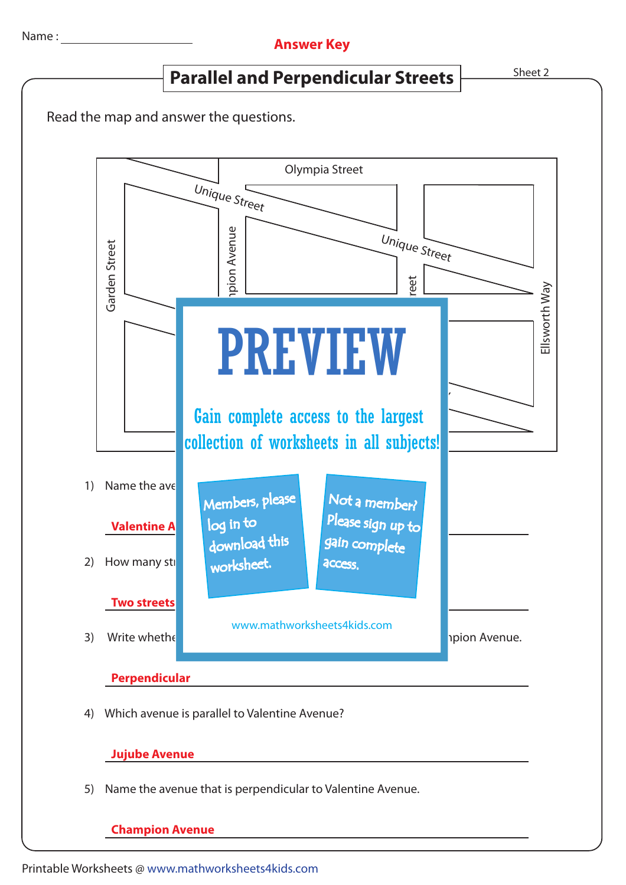Name : ____________________

**Answer Key**

# Parallel and Perpendicular Streets

Sheet 2

Read the map and answer the questions.

Olympia Street

Unique Street

Unique Street

Garden Street

pion Avenue

reet

Ellsworth Way

**PREVIEW**

Gain complete access to the largest collection of worksheets in all subjects!

Members, please log in to download this worksheet.

Not a member? Please sign up to gain complete access.

www.mathworksheets4kids.com

1) Name the ave

**Valentine A**

2) How many str

**Two streets**

3) Write whethe ... pion Avenue.

**Perpendicular**

4) Which avenue is parallel to Valentine Avenue?

**Jujube Avenue**

5) Name the avenue that is perpendicular to Valentine Avenue.

**Champion Avenue**

Printable Worksheets @ www.mathworksheets4kids.com